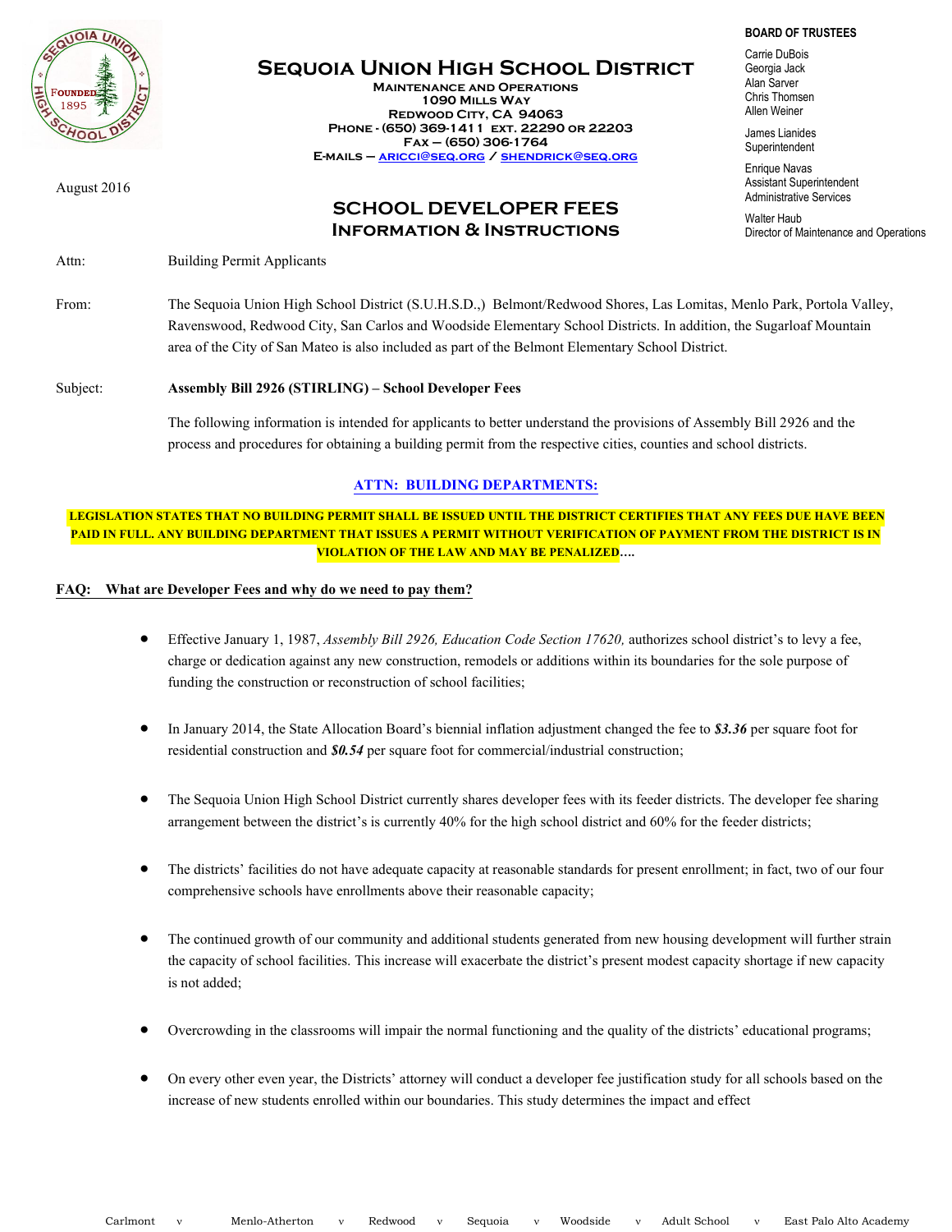# Sequoia Union High School District

**Maintenance and Operations**
**1090 Mills Way**
**Redwood City, CA 94063**
**Phone - (650) 369-1411 ext. 22290 or 22203**
**Fax – (650) 306-1764**
**E-mails – aricci@seq.org / shendrick@seq.org**

**BOARD OF TRUSTEES**

Carrie DuBois
Georgia Jack
Alan Sarver
Chris Thomsen
Allen Weiner

James Lianides
Superintendent

Enrique Navas
Assistant Superintendent
Administrative Services

Walter Haub
Director of Maintenance and Operations

August 2016

## SCHOOL DEVELOPER FEES
### Information & Instructions

Attn: Building Permit Applicants

From: The Sequoia Union High School District (S.U.H.S.D.,) Belmont/Redwood Shores, Las Lomitas, Menlo Park, Portola Valley, Ravenswood, Redwood City, San Carlos and Woodside Elementary School Districts. In addition, the Sugarloaf Mountain area of the City of San Mateo is also included as part of the Belmont Elementary School District.

Subject: **Assembly Bill 2926 (STIRLING) – School Developer Fees**

The following information is intended for applicants to better understand the provisions of Assembly Bill 2926 and the process and procedures for obtaining a building permit from the respective cities, counties and school districts.

**ATTN: BUILDING DEPARTMENTS:**

**LEGISLATION STATES THAT NO BUILDING PERMIT SHALL BE ISSUED UNTIL THE DISTRICT CERTIFIES THAT ANY FEES DUE HAVE BEEN PAID IN FULL. ANY BUILDING DEPARTMENT THAT ISSUES A PERMIT WITHOUT VERIFICATION OF PAYMENT FROM THE DISTRICT IS IN VIOLATION OF THE LAW AND MAY BE PENALIZED….**

**FAQ: What are Developer Fees and why do we need to pay them?**

- Effective January 1, 1987, *Assembly Bill 2926, Education Code Section 17620,* authorizes school district's to levy a fee, charge or dedication against any new construction, remodels or additions within its boundaries for the sole purpose of funding the construction or reconstruction of school facilities;

- In January 2014, the State Allocation Board's biennial inflation adjustment changed the fee to ***$3.36*** per square foot for residential construction and ***$0.54*** per square foot for commercial/industrial construction;

- The Sequoia Union High School District currently shares developer fees with its feeder districts. The developer fee sharing arrangement between the district's is currently 40% for the high school district and 60% for the feeder districts;

- The districts' facilities do not have adequate capacity at reasonable standards for present enrollment; in fact, two of our four comprehensive schools have enrollments above their reasonable capacity;

- The continued growth of our community and additional students generated from new housing development will further strain the capacity of school facilities. This increase will exacerbate the district's present modest capacity shortage if new capacity is not added;

- Overcrowding in the classrooms will impair the normal functioning and the quality of the districts' educational programs;

- On every other even year, the Districts' attorney will conduct a developer fee justification study for all schools based on the increase of new students enrolled within our boundaries. This study determines the impact and effect

Carlmont v Menlo-Atherton v Redwood v Sequoia v Woodside v Adult School v East Palo Alto Academy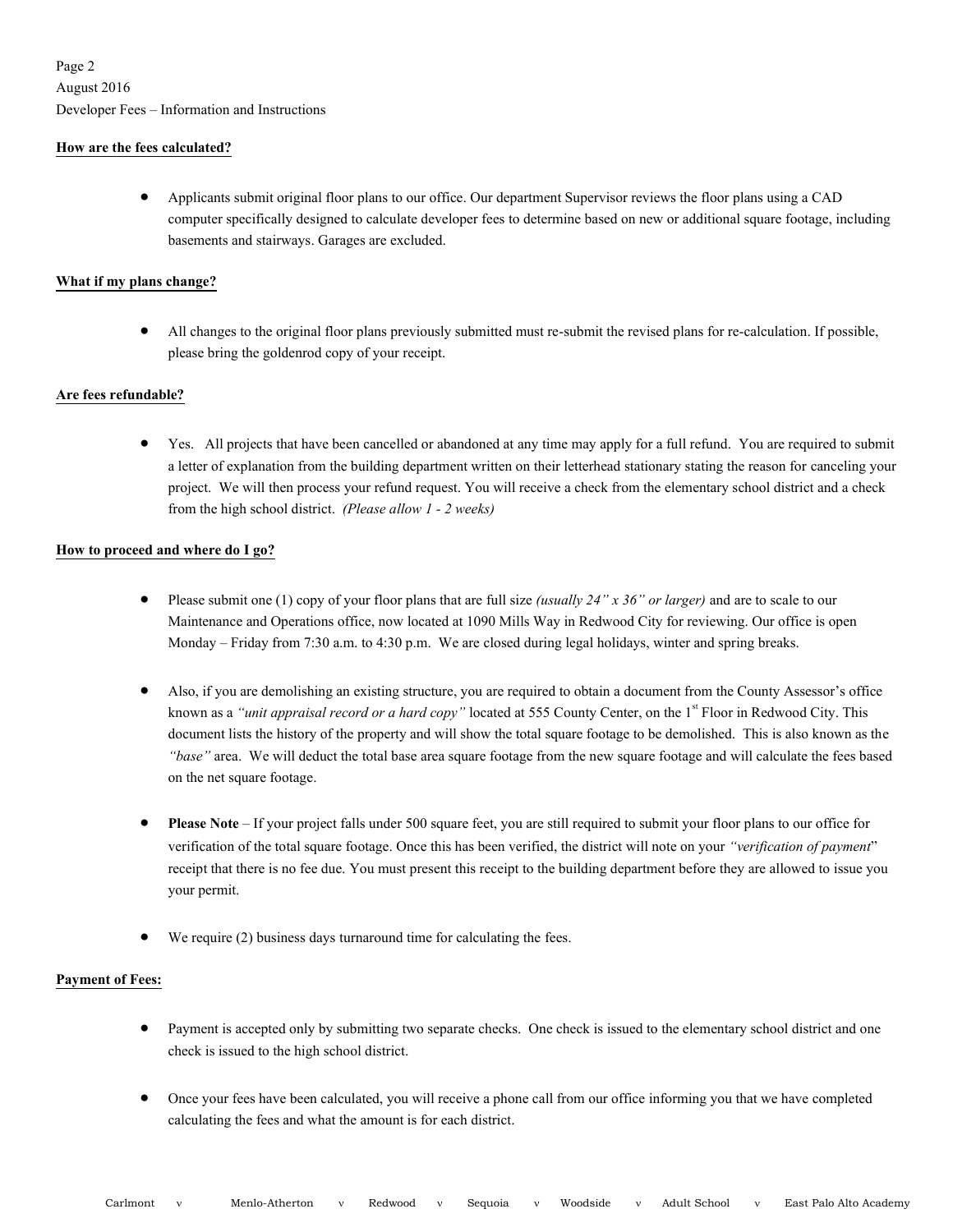**How are the fees calculated?**

- Applicants submit original floor plans to our office. Our department Supervisor reviews the floor plans using a CAD computer specifically designed to calculate developer fees to determine based on new or additional square footage, including basements and stairways. Garages are excluded.

**What if my plans change?**

- All changes to the original floor plans previously submitted must re-submit the revised plans for re-calculation. If possible, please bring the goldenrod copy of your receipt.

**Are fees refundable?**

- Yes. All projects that have been cancelled or abandoned at any time may apply for a full refund. You are required to submit a letter of explanation from the building department written on their letterhead stationary stating the reason for canceling your project. We will then process your refund request. You will receive a check from the elementary school district and a check from the high school district. *(Please allow 1 - 2 weeks)*

**How to proceed and where do I go?**

- Please submit one (1) copy of your floor plans that are full size *(usually 24" x 36" or larger)* and are to scale to our Maintenance and Operations office, now located at 1090 Mills Way in Redwood City for reviewing. Our office is open Monday – Friday from 7:30 a.m. to 4:30 p.m. We are closed during legal holidays, winter and spring breaks.

- Also, if you are demolishing an existing structure, you are required to obtain a document from the County Assessor's office known as a *"unit appraisal record or a hard copy"* located at 555 County Center, on the 1st Floor in Redwood City. This document lists the history of the property and will show the total square footage to be demolished. This is also known as the *"base"* area. We will deduct the total base area square footage from the new square footage and will calculate the fees based on the net square footage.

- **Please Note** – If your project falls under 500 square feet, you are still required to submit your floor plans to our office for verification of the total square footage. Once this has been verified, the district will note on your *"verification of payment"* receipt that there is no fee due. You must present this receipt to the building department before they are allowed to issue you your permit.

- We require (2) business days turnaround time for calculating the fees.

**Payment of Fees:**

- Payment is accepted only by submitting two separate checks. One check is issued to the elementary school district and one check is issued to the high school district.

- Once your fees have been calculated, you will receive a phone call from our office informing you that we have completed calculating the fees and what the amount is for each district.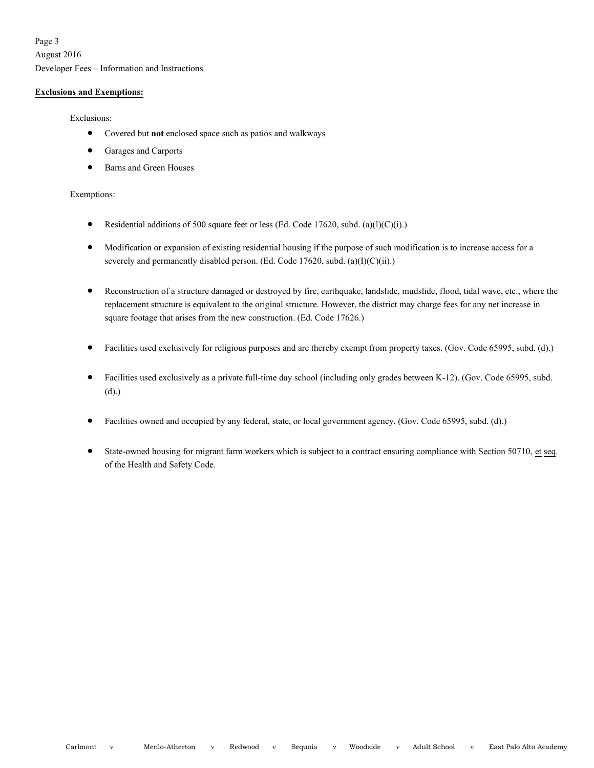**Exclusions and Exemptions:**

Exclusions:

- Covered but **not** enclosed space such as patios and walkways
- Garages and Carports
- Barns and Green Houses

Exemptions:

- Residential additions of 500 square feet or less (Ed. Code 17620, subd. (a)(l)(C)(i).)
- Modification or expansion of existing residential housing if the purpose of such modification is to increase access for a severely and permanently disabled person. (Ed. Code 17620, subd. (a)(I)(C)(ii).)
- Reconstruction of a structure damaged or destroyed by fire, earthquake, landslide, mudslide, flood, tidal wave, etc., where the replacement structure is equivalent to the original structure. However, the district may charge fees for any net increase in square footage that arises from the new construction. (Ed. Code 17626.)
- Facilities used exclusively for religious purposes and are thereby exempt from property taxes. (Gov. Code 65995, subd. (d).)
- Facilities used exclusively as a private full-time day school (including only grades between K-12). (Gov. Code 65995, subd. (d).)
- Facilities owned and occupied by any federal, state, or local government agency. (Gov. Code 65995, subd. (d).)
- State-owned housing for migrant farm workers which is subject to a contract ensuring compliance with Section 50710, et seq. of the Health and Safety Code.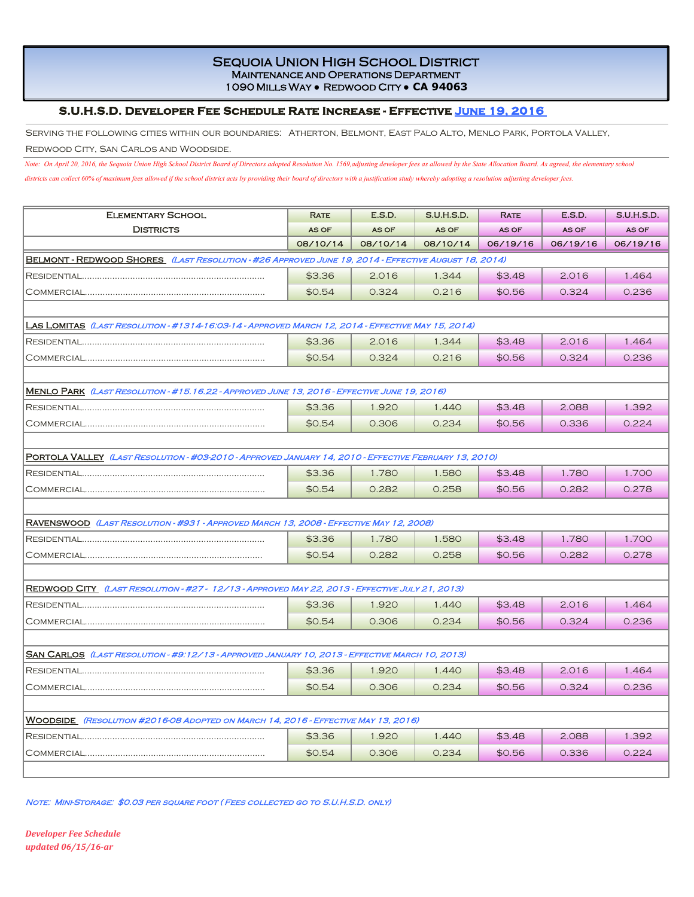# Sequoia Union High School District

## Maintenance and Operations Department

1090 Mills Way • Redwood City • CA 94063

### S.U.H.S.D. Developer Fee Schedule Rate Increase - Effective June 19, 2016

Serving the following cities within our boundaries: Atherton, Belmont, East Palo Alto, Menlo Park, Portola Valley, Redwood City, San Carlos and Woodside.

*Note: On April 20, 2016, the Sequoia Union High School District Board of Directors adopted Resolution No. 1569,adjusting developer fees as allowed by the State Allocation Board. As agreed, the elementary school districts can collect 60% of maximum fees allowed if the school district acts by providing their board of directors with a justification study whereby adopting a resolution adjusting developer fees.*

| Elementary School Districts | Rate as of 08/10/14 | E.S.D. as of 08/10/14 | S.U.H.S.D. as of 08/10/14 | Rate as of 06/19/16 | E.S.D. as of 06/19/16 | S.U.H.S.D. as of 06/19/16 |
|---|---|---|---|---|---|---|
| **Belmont - Redwood Shores** *(Last Resolution - #26 Approved June 19, 2014 - Effective August 18, 2014)* | | | | | | |
| Residential | $3.36 | 2.016 | 1.344 | $3.48 | 2.016 | 1.464 |
| Commercial | $0.54 | 0.324 | 0.216 | $0.56 | 0.324 | 0.236 |
| **Las Lomitas** *(Last Resolution - #1314-16:03-14 - Approved March 12, 2014 - Effective May 15, 2014)* | | | | | | |
| Residential | $3.36 | 2.016 | 1.344 | $3.48 | 2.016 | 1.464 |
| Commercial | $0.54 | 0.324 | 0.216 | $0.56 | 0.324 | 0.236 |
| **Menlo Park** *(Last Resolution - #15.16.22 - Approved June 13, 2016 - Effective June 19, 2016)* | | | | | | |
| Residential | $3.36 | 1.920 | 1.440 | $3.48 | 2.088 | 1.392 |
| Commercial | $0.54 | 0.306 | 0.234 | $0.56 | 0.336 | 0.224 |
| **Portola Valley** *(Last Resolution - #03-2010 - Approved January 14, 2010 - Effective February 13, 2010)* | | | | | | |
| Residential | $3.36 | 1.780 | 1.580 | $3.48 | 1.780 | 1.700 |
| Commercial | $0.54 | 0.282 | 0.258 | $0.56 | 0.282 | 0.278 |
| **Ravenswood** *(Last Resolution - #931 - Approved March 13, 2008 - Effective May 12, 2008)* | | | | | | |
| Residential | $3.36 | 1.780 | 1.580 | $3.48 | 1.780 | 1.700 |
| Commercial | $0.54 | 0.282 | 0.258 | $0.56 | 0.282 | 0.278 |
| **Redwood City** *(Last Resolution - #27 - 12/13 - Approved May 22, 2013 - Effective July 21, 2013)* | | | | | | |
| Residential | $3.36 | 1.920 | 1.440 | $3.48 | 2.016 | 1.464 |
| Commercial | $0.54 | 0.306 | 0.234 | $0.56 | 0.324 | 0.236 |
| **San Carlos** *(Last Resolution - #9:12/13 - Approved January 10, 2013 - Effective March 10, 2013)* | | | | | | |
| Residential | $3.36 | 1.920 | 1.440 | $3.48 | 2.016 | 1.464 |
| Commercial | $0.54 | 0.306 | 0.234 | $0.56 | 0.324 | 0.236 |
| **Woodside** *(Resolution #2016-08 Adopted on March 14, 2016 - Effective May 13, 2016)* | | | | | | |
| Residential | $3.36 | 1.920 | 1.440 | $3.48 | 2.088 | 1.392 |
| Commercial | $0.54 | 0.306 | 0.234 | $0.56 | 0.336 | 0.224 |

*Note: Mini-Storage: $0.03 per square foot (Fees collected go to S.U.H.S.D. only)*

*Developer Fee Schedule*
*updated 06/15/16-ar*